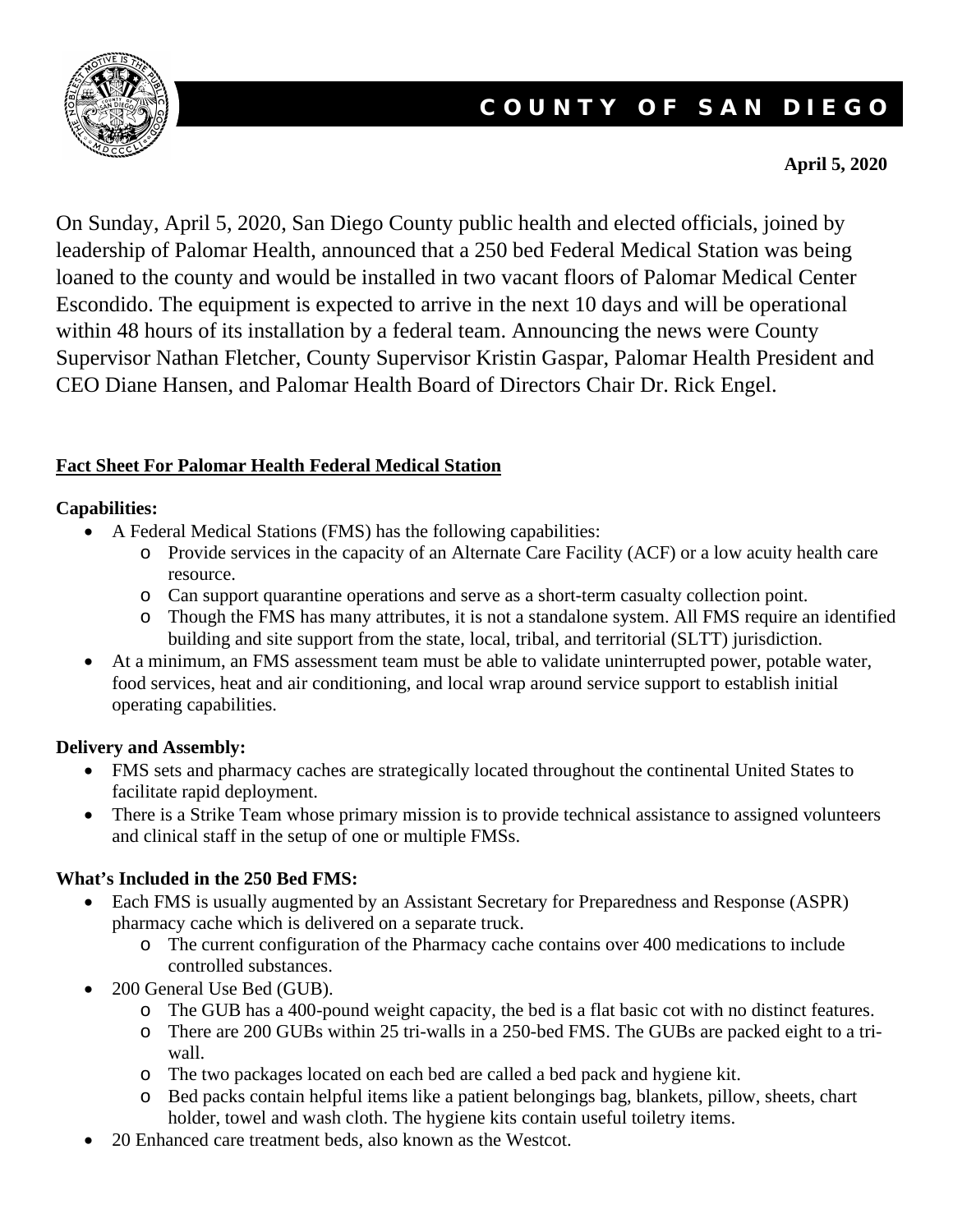# COUNTY OF SAN DIEGO

**April 5, 2020**

On Sunday, April 5, 2020, San Diego County public health and elected officials, joined by leadership of Palomar Health, announced that a 250 bed Federal Medical Station was being loaned to the county and would be installed in two vacant floors of Palomar Medical Center Escondido. The equipment is expected to arrive in the next 10 days and will be operational within 48 hours of its installation by a federal team. Announcing the news were County Supervisor Nathan Fletcher, County Supervisor Kristin Gaspar, Palomar Health President and CEO Diane Hansen, and Palomar Health Board of Directors Chair Dr. Rick Engel.

## Fact Sheet For Palomar Health Federal Medical Station

**Capabilities:**

- A Federal Medical Stations (FMS) has the following capabilities:
  - Provide services in the capacity of an Alternate Care Facility (ACF) or a low acuity health care resource.
  - Can support quarantine operations and serve as a short-term casualty collection point.
  - Though the FMS has many attributes, it is not a standalone system. All FMS require an identified building and site support from the state, local, tribal, and territorial (SLTT) jurisdiction.
- At a minimum, an FMS assessment team must be able to validate uninterrupted power, potable water, food services, heat and air conditioning, and local wrap around service support to establish initial operating capabilities.

**Delivery and Assembly:**

- FMS sets and pharmacy caches are strategically located throughout the continental United States to facilitate rapid deployment.
- There is a Strike Team whose primary mission is to provide technical assistance to assigned volunteers and clinical staff in the setup of one or multiple FMSs.

**What's Included in the 250 Bed FMS:**

- Each FMS is usually augmented by an Assistant Secretary for Preparedness and Response (ASPR) pharmacy cache which is delivered on a separate truck.
  - The current configuration of the Pharmacy cache contains over 400 medications to include controlled substances.
- 200 General Use Bed (GUB).
  - The GUB has a 400-pound weight capacity, the bed is a flat basic cot with no distinct features.
  - There are 200 GUBs within 25 tri-walls in a 250-bed FMS. The GUBs are packed eight to a tri-wall.
  - The two packages located on each bed are called a bed pack and hygiene kit.
  - Bed packs contain helpful items like a patient belongings bag, blankets, pillow, sheets, chart holder, towel and wash cloth. The hygiene kits contain useful toiletry items.
- 20 Enhanced care treatment beds, also known as the Westcot.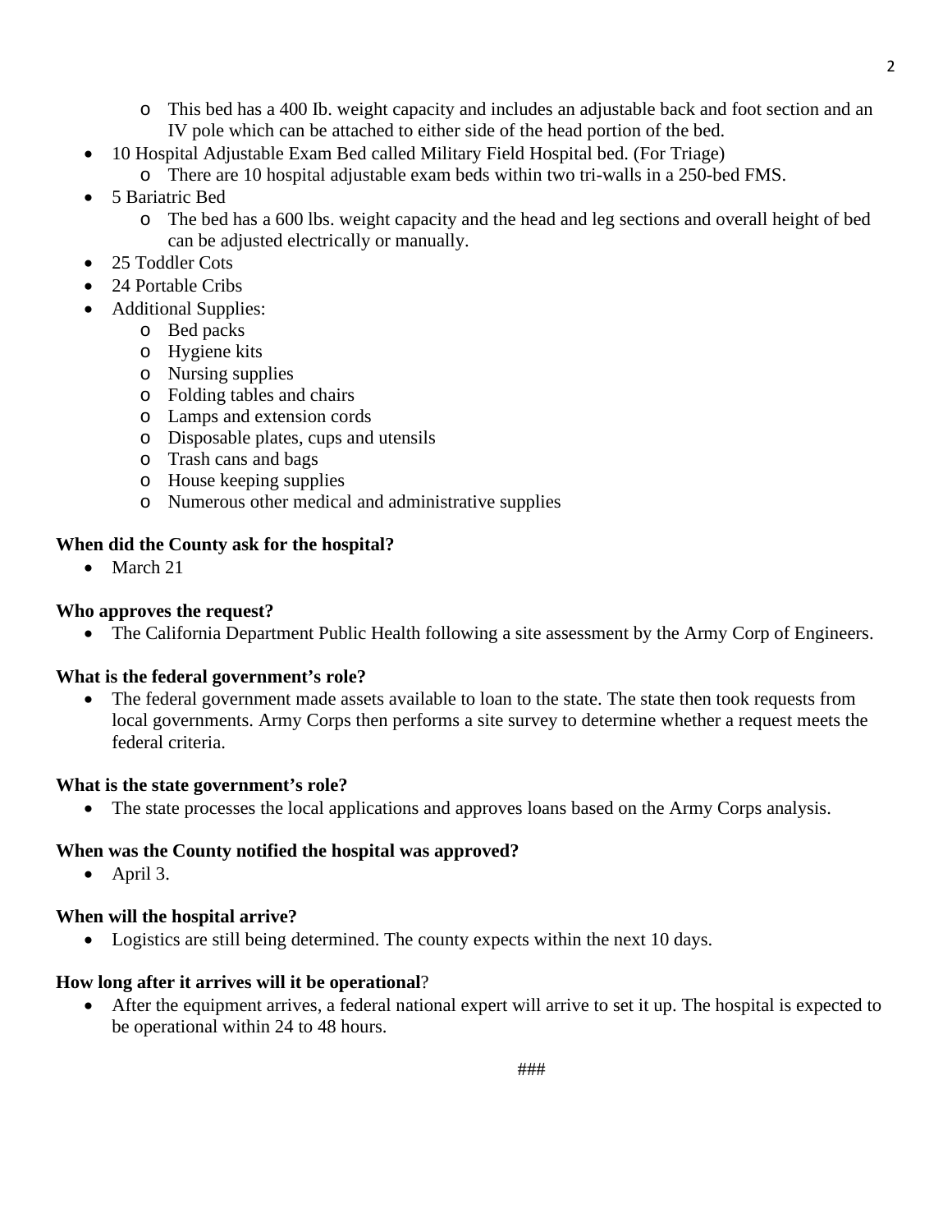- This bed has a 400 Ib. weight capacity and includes an adjustable back and foot section and an IV pole which can be attached to either side of the head portion of the bed.
- 10 Hospital Adjustable Exam Bed called Military Field Hospital bed. (For Triage)
  - There are 10 hospital adjustable exam beds within two tri-walls in a 250-bed FMS.
- 5 Bariatric Bed
  - The bed has a 600 lbs. weight capacity and the head and leg sections and overall height of bed can be adjusted electrically or manually.
- 25 Toddler Cots
- 24 Portable Cribs
- Additional Supplies:
  - Bed packs
  - Hygiene kits
  - Nursing supplies
  - Folding tables and chairs
  - Lamps and extension cords
  - Disposable plates, cups and utensils
  - Trash cans and bags
  - House keeping supplies
  - Numerous other medical and administrative supplies

**When did the County ask for the hospital?**

- March 21

**Who approves the request?**

- The California Department Public Health following a site assessment by the Army Corp of Engineers.

**What is the federal government's role?**

- The federal government made assets available to loan to the state. The state then took requests from local governments. Army Corps then performs a site survey to determine whether a request meets the federal criteria.

**What is the state government's role?**

- The state processes the local applications and approves loans based on the Army Corps analysis.

**When was the County notified the hospital was approved?**

- April 3.

**When will the hospital arrive?**

- Logistics are still being determined. The county expects within the next 10 days.

**How long after it arrives will it be operational**?

- After the equipment arrives, a federal national expert will arrive to set it up. The hospital is expected to be operational within 24 to 48 hours.

###